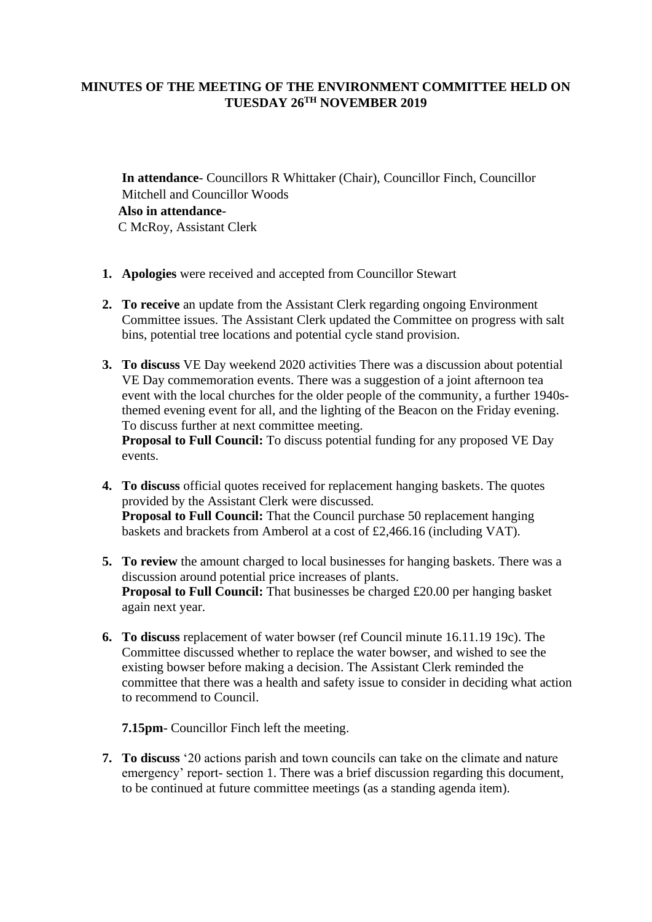# MINUTES OF THE MEETING OF THE ENVIRONMENT COMMITTEE HELD ON TUESDAY 26TH NOVEMBER 2019

**In attendance**- Councillors R Whittaker (Chair), Councillor Finch, Councillor Mitchell and Councillor Woods

**Also in attendance**-

C McRoy, Assistant Clerk

1. **Apologies** were received and accepted from Councillor Stewart

2. **To receive** an update from the Assistant Clerk regarding ongoing Environment Committee issues. The Assistant Clerk updated the Committee on progress with salt bins, potential tree locations and potential cycle stand provision.

3. **To discuss** VE Day weekend 2020 activities There was a discussion about potential VE Day commemoration events. There was a suggestion of a joint afternoon tea event with the local churches for the older people of the community, a further 1940s-themed evening event for all, and the lighting of the Beacon on the Friday evening. To discuss further at next committee meeting.
   **Proposal to Full Council:** To discuss potential funding for any proposed VE Day events.

4. **To discuss** official quotes received for replacement hanging baskets. The quotes provided by the Assistant Clerk were discussed.
   **Proposal to Full Council:** That the Council purchase 50 replacement hanging baskets and brackets from Amberol at a cost of £2,466.16 (including VAT).

5. **To review** the amount charged to local businesses for hanging baskets. There was a discussion around potential price increases of plants.
   **Proposal to Full Council:** That businesses be charged £20.00 per hanging basket again next year.

6. **To discuss** replacement of water bowser (ref Council minute 16.11.19 19c). The Committee discussed whether to replace the water bowser, and wished to see the existing bowser before making a decision. The Assistant Clerk reminded the committee that there was a health and safety issue to consider in deciding what action to recommend to Council.

   **7.15pm**- Councillor Finch left the meeting.

7. **To discuss** '20 actions parish and town councils can take on the climate and nature emergency' report- section 1. There was a brief discussion regarding this document, to be continued at future committee meetings (as a standing agenda item).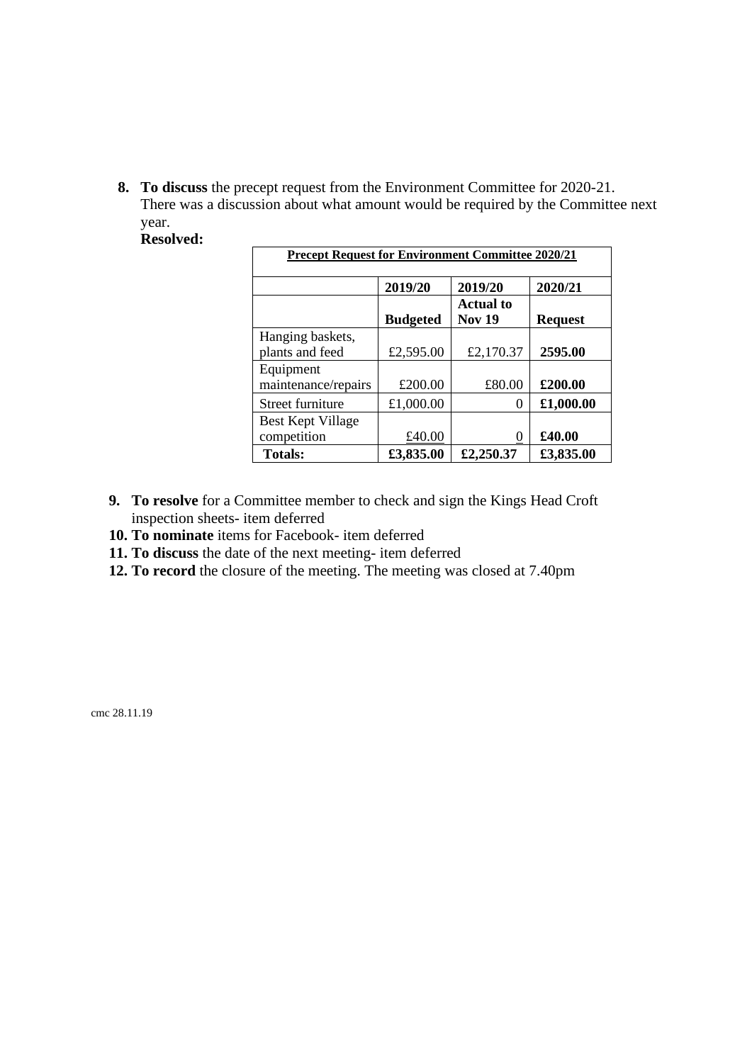8. **To discuss** the precept request from the Environment Committee for 2020-21. There was a discussion about what amount would be required by the Committee next year.
   **Resolved:**

| **Precept Request for Environment Committee 2020/21** | | | |
|---|---|---|---|
| | **2019/20** | **2019/20** | **2020/21** |
| | **Budgeted** | **Actual to Nov 19** | **Request** |
| Hanging baskets, plants and feed | £2,595.00 | £2,170.37 | **2595.00** |
| Equipment maintenance/repairs | £200.00 | £80.00 | **£200.00** |
| Street furniture | £1,000.00 | 0 | **£1,000.00** |
| Best Kept Village competition | £40.00 | 0 | **£40.00** |
| **Totals:** | **£3,835.00** | **£2,250.37** | **£3,835.00** |

9. **To resolve** for a Committee member to check and sign the Kings Head Croft inspection sheets- item deferred
10. **To nominate** items for Facebook- item deferred
11. **To discuss** the date of the next meeting- item deferred
12. **To record** the closure of the meeting. The meeting was closed at 7.40pm

cmc 28.11.19